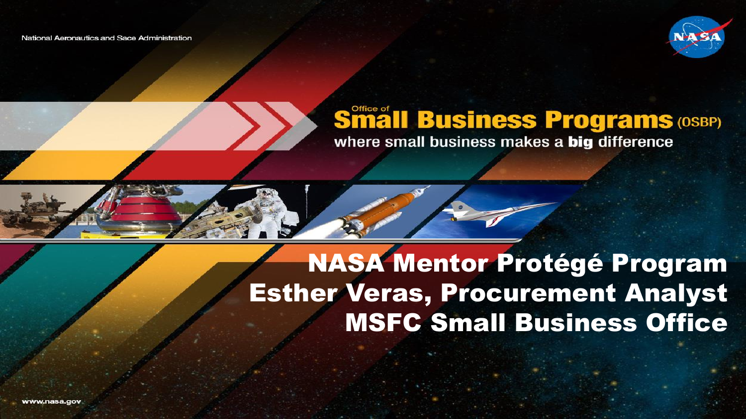National Aeronautics and Sace Administration

Office of
# Small Business Programs (OSBP)
where small business makes a **big** difference

# NASA Mentor Protégé Program
## Esther Veras, Procurement Analyst
## MSFC Small Business Office

www.nasa.gov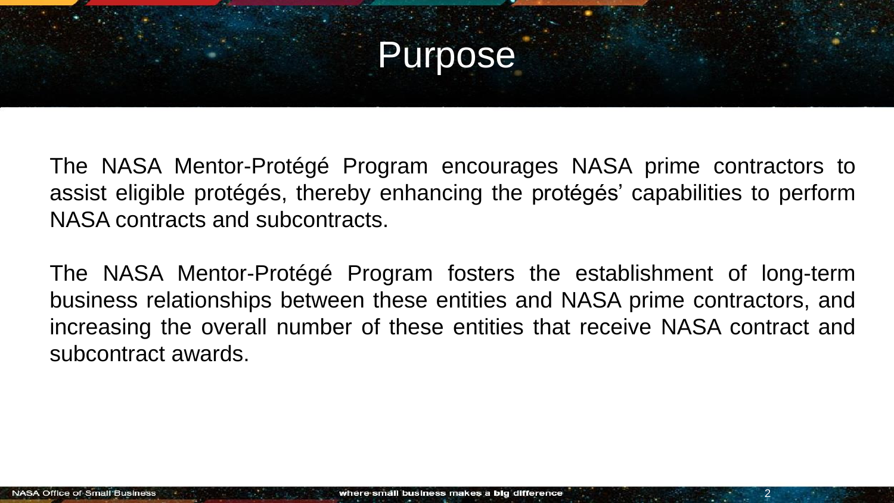# Purpose

The NASA Mentor-Protégé Program encourages NASA prime contractors to assist eligible protégés, thereby enhancing the protégés' capabilities to perform NASA contracts and subcontracts.

The NASA Mentor-Protégé Program fosters the establishment of long-term business relationships between these entities and NASA prime contractors, and increasing the overall number of these entities that receive NASA contract and subcontract awards.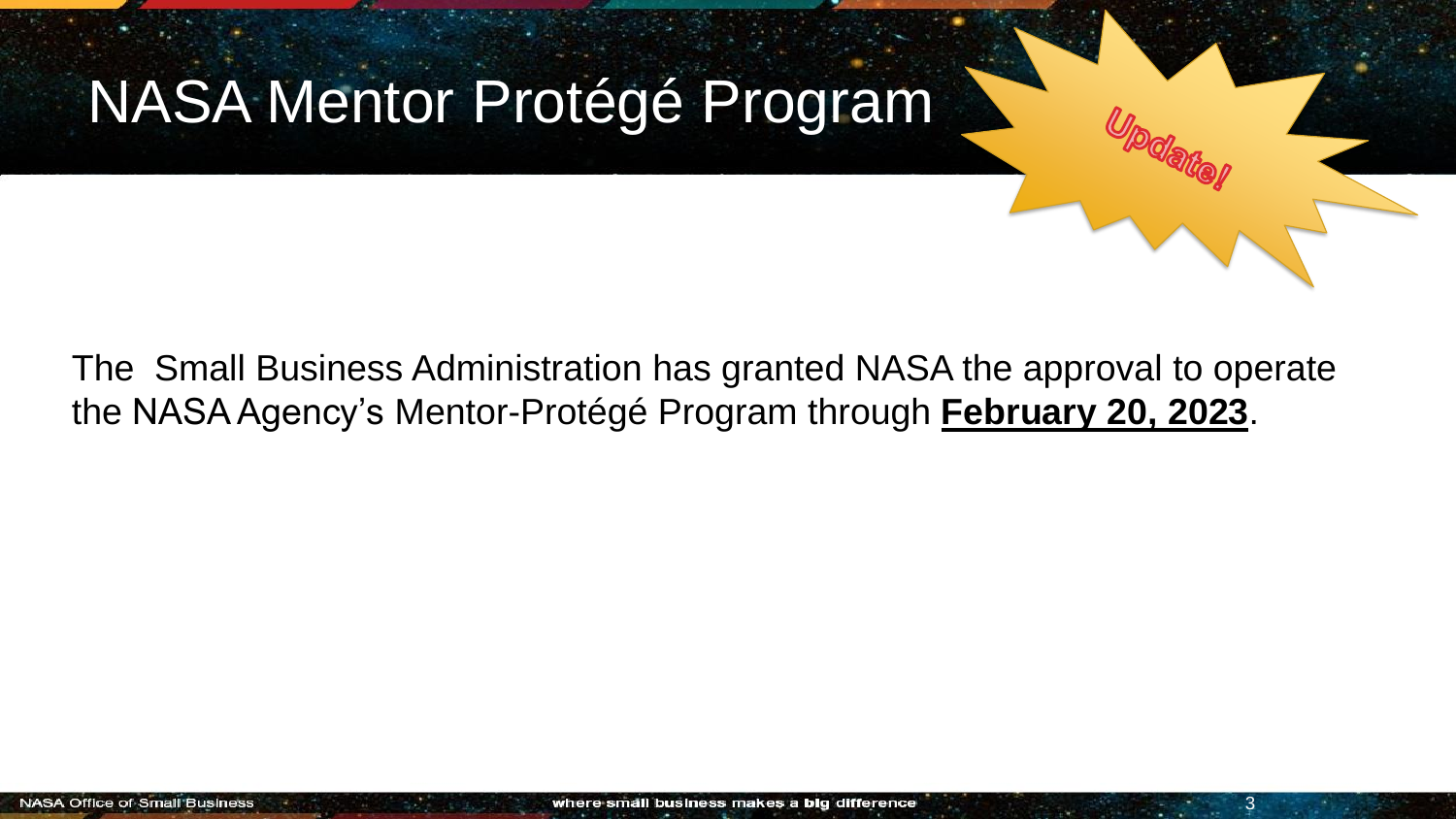# NASA Mentor Protégé Program

Update!

The Small Business Administration has granted NASA the approval to operate the NASA Agency's Mentor-Protégé Program through **February 20, 2023**.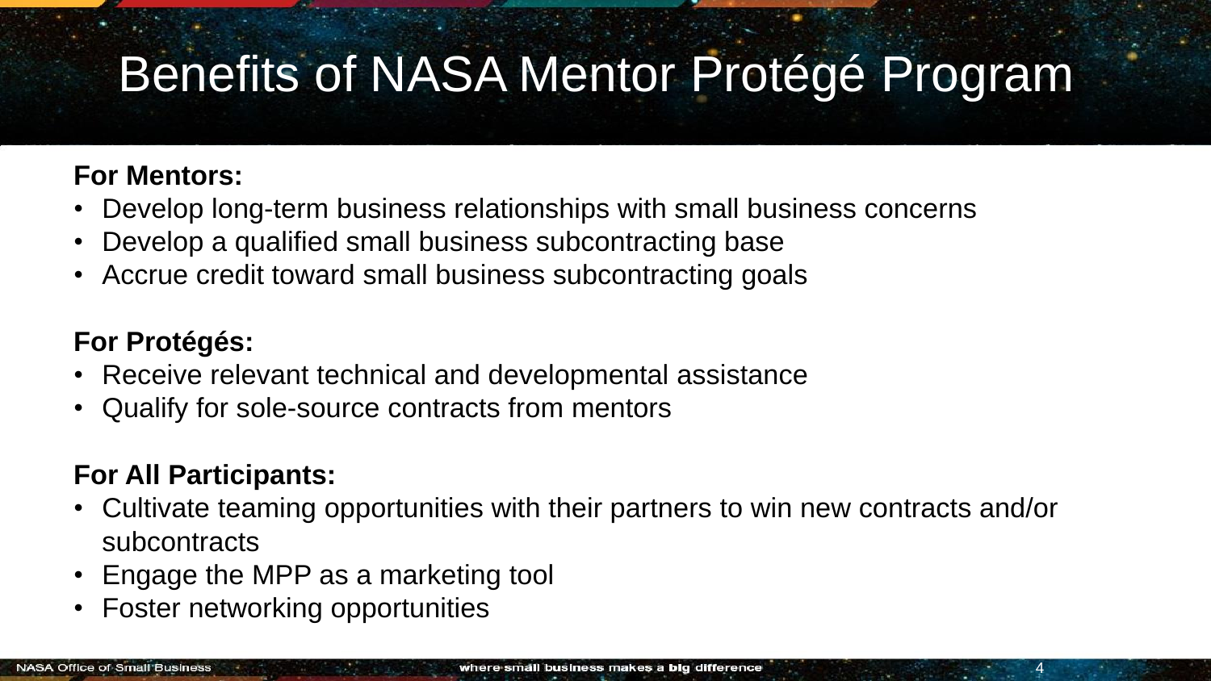# Benefits of NASA Mentor Protégé Program

**For Mentors:**

- Develop long-term business relationships with small business concerns
- Develop a qualified small business subcontracting base
- Accrue credit toward small business subcontracting goals

**For Protégés:**

- Receive relevant technical and developmental assistance
- Qualify for sole-source contracts from mentors

**For All Participants:**

- Cultivate teaming opportunities with their partners to win new contracts and/or subcontracts
- Engage the MPP as a marketing tool
- Foster networking opportunities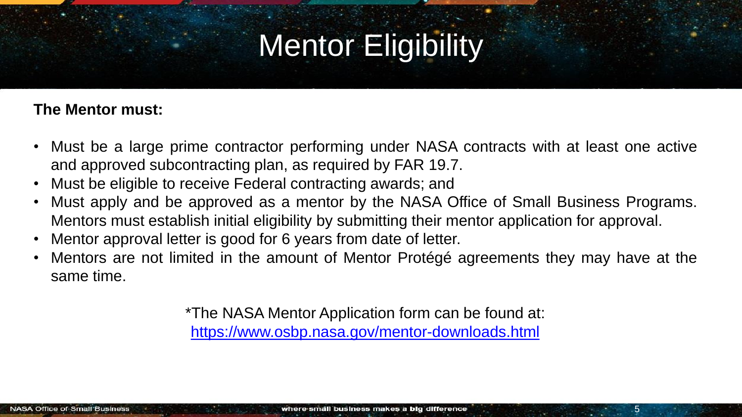# Mentor Eligibility

**The Mentor must:**

- Must be a large prime contractor performing under NASA contracts with at least one active and approved subcontracting plan, as required by FAR 19.7.
- Must be eligible to receive Federal contracting awards; and
- Must apply and be approved as a mentor by the NASA Office of Small Business Programs. Mentors must establish initial eligibility by submitting their mentor application for approval.
- Mentor approval letter is good for 6 years from date of letter.
- Mentors are not limited in the amount of Mentor Protégé agreements they may have at the same time.

*The NASA Mentor Application form can be found at: [https://www.osbp.nasa.gov/mentor-downloads.html](https://www.osbp.nasa.gov/mentor-downloads.html)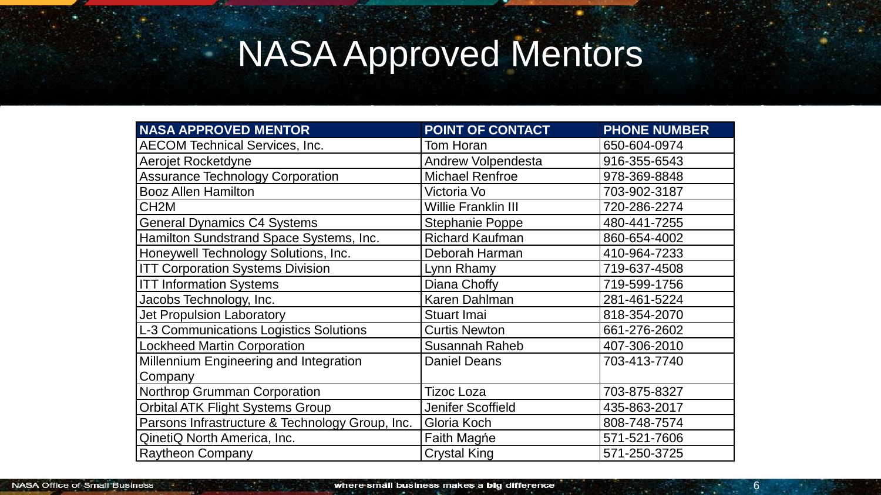# NASA Approved Mentors

| NASA APPROVED MENTOR | POINT OF CONTACT | PHONE NUMBER |
|---|---|---|
| AECOM Technical Services, Inc. | Tom Horan | 650-604-0974 |
| Aerojet Rocketdyne | Andrew Volpendesta | 916-355-6543 |
| Assurance Technology Corporation | Michael Renfroe | 978-369-8848 |
| Booz Allen Hamilton | Victoria Vo | 703-902-3187 |
| CH2M | Willie Franklin III | 720-286-2274 |
| General Dynamics C4 Systems | Stephanie Poppe | 480-441-7255 |
| Hamilton Sundstrand Space Systems, Inc. | Richard Kaufman | 860-654-4002 |
| Honeywell Technology Solutions, Inc. | Deborah Harman | 410-964-7233 |
| ITT Corporation Systems Division | Lynn Rhamy | 719-637-4508 |
| ITT Information Systems | Diana Choffy | 719-599-1756 |
| Jacobs Technology, Inc. | Karen Dahlman | 281-461-5224 |
| Jet Propulsion Laboratory | Stuart Imai | 818-354-2070 |
| L-3 Communications Logistics Solutions | Curtis Newton | 661-276-2602 |
| Lockheed Martin Corporation | Susannah Raheb | 407-306-2010 |
| Millennium Engineering and Integration Company | Daniel Deans | 703-413-7740 |
| Northrop Grumman Corporation | Tizoc Loza | 703-875-8327 |
| Orbital ATK Flight Systems Group | Jenifer Scoffield | 435-863-2017 |
| Parsons Infrastructure & Technology Group, Inc. | Gloria Koch | 808-748-7574 |
| QinetiQ North America, Inc. | Faith Magńe | 571-521-7606 |
| Raytheon Company | Crystal King | 571-250-3725 |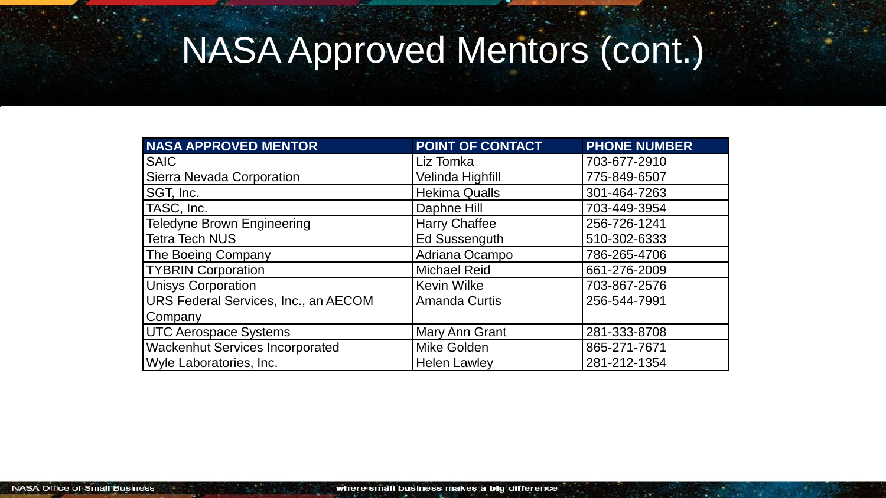# NASA Approved Mentors (cont.)

| NASA APPROVED MENTOR | POINT OF CONTACT | PHONE NUMBER |
|---|---|---|
| SAIC | Liz Tomka | 703-677-2910 |
| Sierra Nevada Corporation | Velinda Highfill | 775-849-6507 |
| SGT, Inc. | Hekima Qualls | 301-464-7263 |
| TASC, Inc. | Daphne Hill | 703-449-3954 |
| Teledyne Brown Engineering | Harry Chaffee | 256-726-1241 |
| Tetra Tech NUS | Ed Sussenguth | 510-302-6333 |
| The Boeing Company | Adriana Ocampo | 786-265-4706 |
| TYBRIN Corporation | Michael Reid | 661-276-2009 |
| Unisys Corporation | Kevin Wilke | 703-867-2576 |
| URS Federal Services, Inc., an AECOM Company | Amanda Curtis | 256-544-7991 |
| UTC Aerospace Systems | Mary Ann Grant | 281-333-8708 |
| Wackenhut Services Incorporated | Mike Golden | 865-271-7671 |
| Wyle Laboratories, Inc. | Helen Lawley | 281-212-1354 |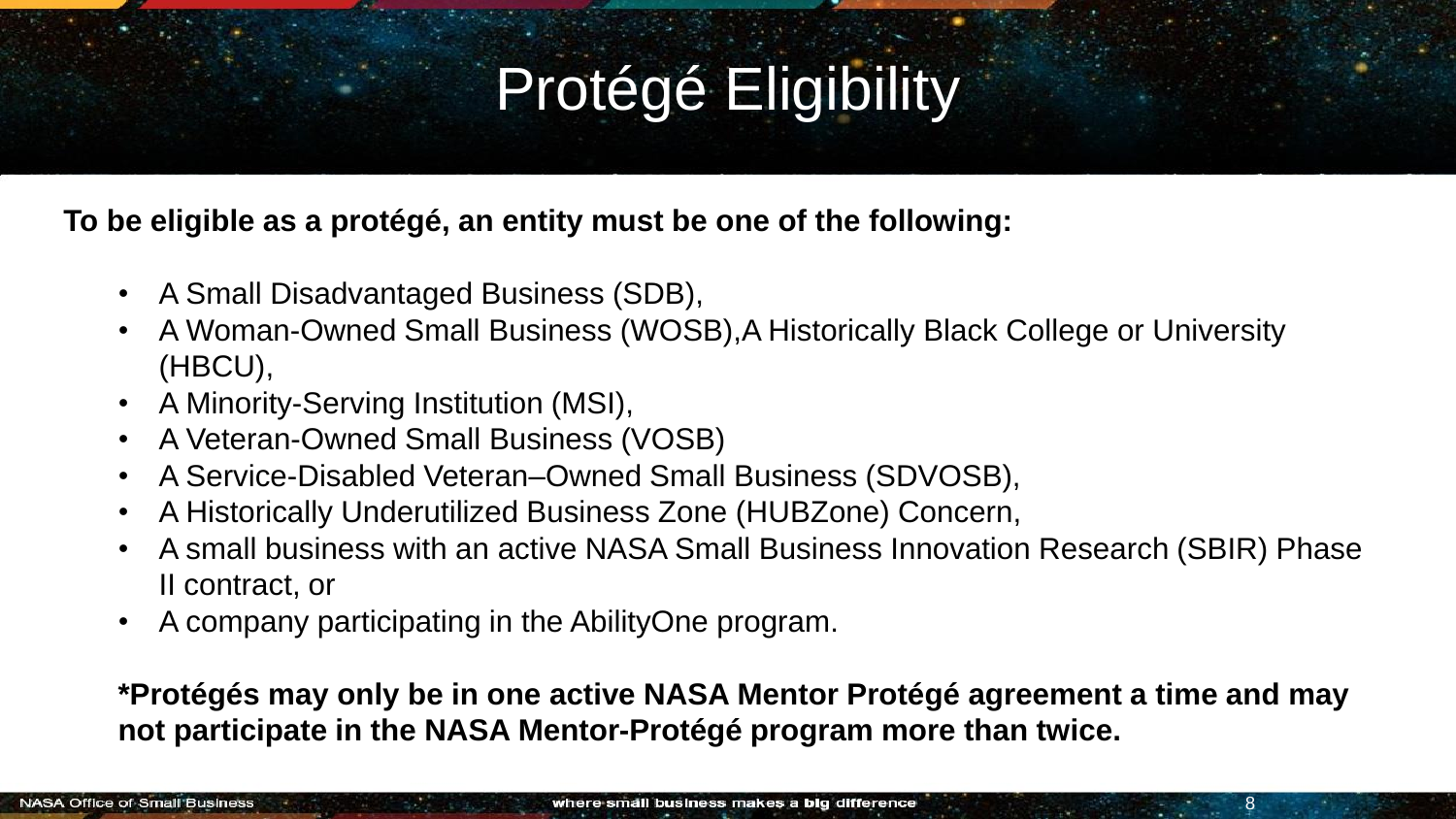# Protégé Eligibility

**To be eligible as a protégé, an entity must be one of the following:**

- A Small Disadvantaged Business (SDB),
- A Woman-Owned Small Business (WOSB),A Historically Black College or University (HBCU),
- A Minority-Serving Institution (MSI),
- A Veteran-Owned Small Business (VOSB)
- A Service-Disabled Veteran–Owned Small Business (SDVOSB),
- A Historically Underutilized Business Zone (HUBZone) Concern,
- A small business with an active NASA Small Business Innovation Research (SBIR) Phase II contract, or
- A company participating in the AbilityOne program.

***Protégés may only be in one active NASA Mentor Protégé agreement a time and may not participate in the NASA Mentor-Protégé program more than twice.**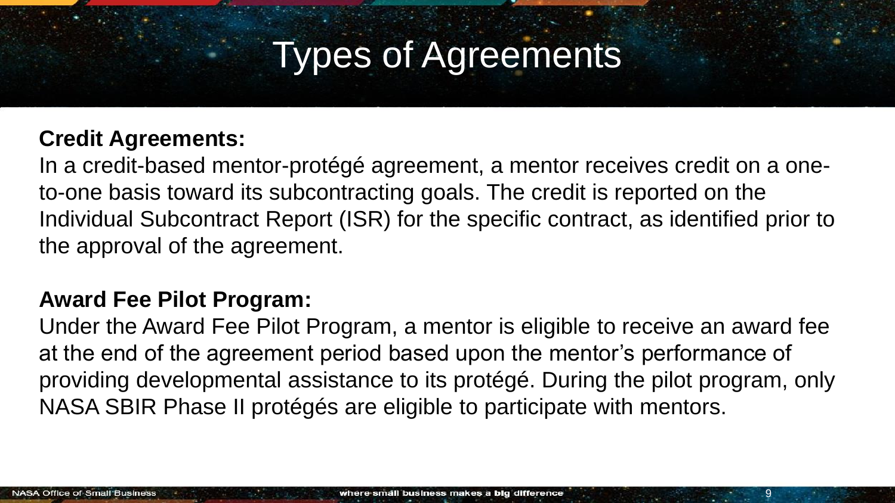# Types of Agreements

**Credit Agreements:**

In a credit-based mentor-protégé agreement, a mentor receives credit on a one-to-one basis toward its subcontracting goals. The credit is reported on the Individual Subcontract Report (ISR) for the specific contract, as identified prior to the approval of the agreement.

**Award Fee Pilot Program:**

Under the Award Fee Pilot Program, a mentor is eligible to receive an award fee at the end of the agreement period based upon the mentor's performance of providing developmental assistance to its protégé. During the pilot program, only NASA SBIR Phase II protégés are eligible to participate with mentors.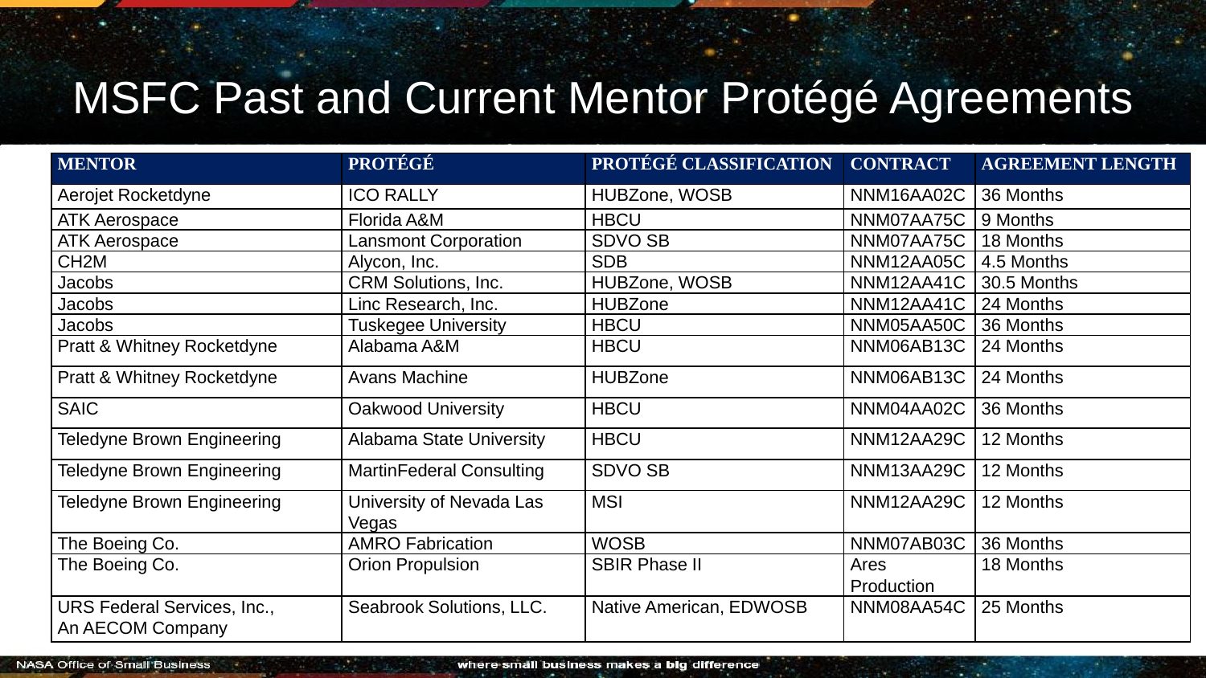# MSFC Past and Current Mentor Protégé Agreements

| MENTOR | PROTÉGÉ | PROTÉGÉ CLASSIFICATION | CONTRACT | AGREEMENT LENGTH |
|---|---|---|---|---|
| Aerojet Rocketdyne | ICO RALLY | HUBZone, WOSB | NNM16AA02C | 36 Months |
| ATK Aerospace | Florida A&M | HBCU | NNM07AA75C | 9 Months |
| ATK Aerospace | Lansmont Corporation | SDVO SB | NNM07AA75C | 18 Months |
| CH2M | Alycon, Inc. | SDB | NNM12AA05C | 4.5 Months |
| Jacobs | CRM Solutions, Inc. | HUBZone, WOSB | NNM12AA41C | 30.5 Months |
| Jacobs | Linc Research, Inc. | HUBZone | NNM12AA41C | 24 Months |
| Jacobs | Tuskegee University | HBCU | NNM05AA50C | 36 Months |
| Pratt & Whitney Rocketdyne | Alabama A&M | HBCU | NNM06AB13C | 24 Months |
| Pratt & Whitney Rocketdyne | Avans Machine | HUBZone | NNM06AB13C | 24 Months |
| SAIC | Oakwood University | HBCU | NNM04AA02C | 36 Months |
| Teledyne Brown Engineering | Alabama State University | HBCU | NNM12AA29C | 12 Months |
| Teledyne Brown Engineering | MartinFederal Consulting | SDVO SB | NNM13AA29C | 12 Months |
| Teledyne Brown Engineering | University of Nevada Las Vegas | MSI | NNM12AA29C | 12 Months |
| The Boeing Co. | AMRO Fabrication | WOSB | NNM07AB03C | 36 Months |
| The Boeing Co. | Orion Propulsion | SBIR Phase II | Ares Production | 18 Months |
| URS Federal Services, Inc., An AECOM Company | Seabrook Solutions, LLC. | Native American, EDWOSB | NNM08AA54C | 25 Months |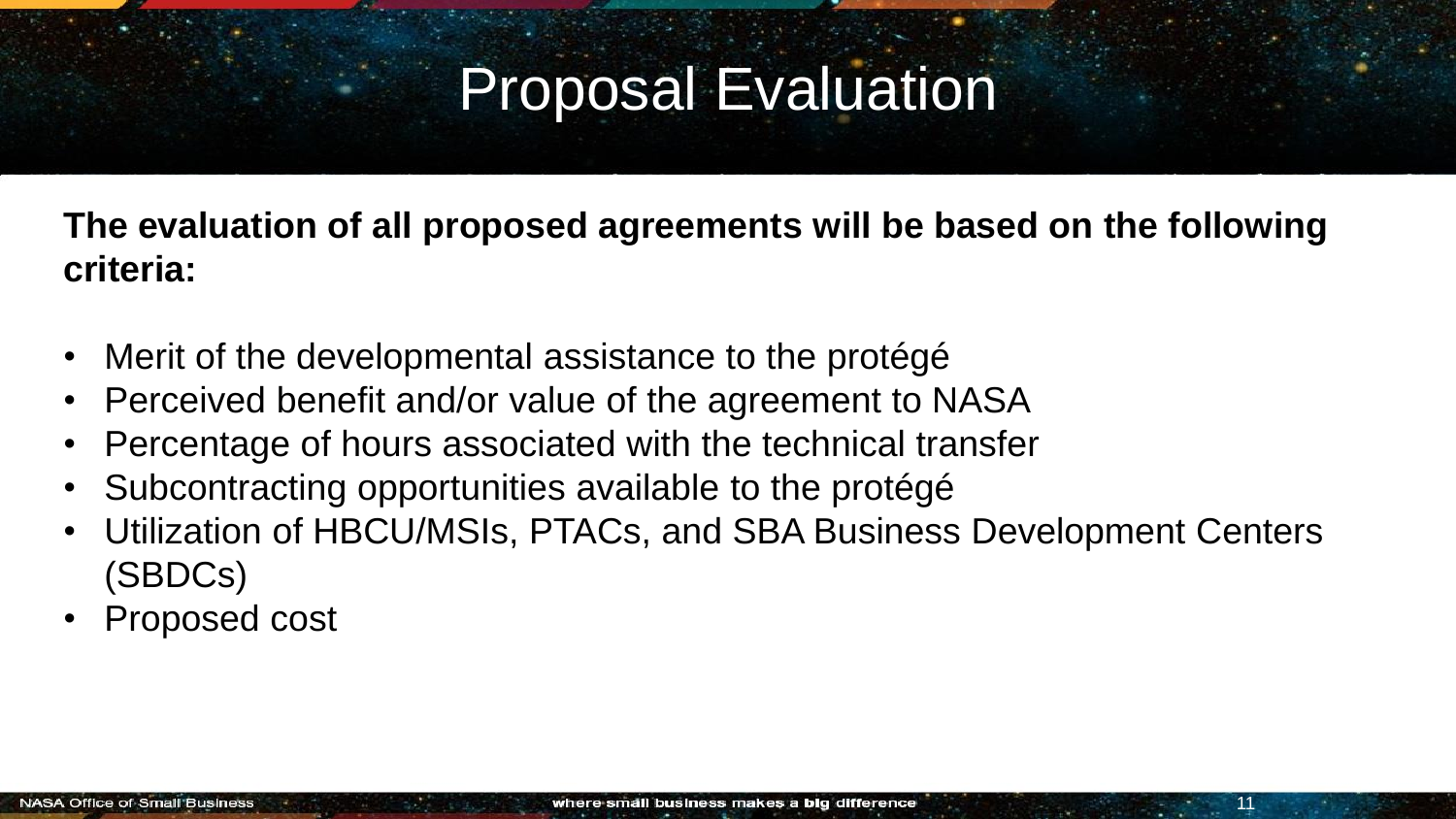# Proposal Evaluation

**The evaluation of all proposed agreements will be based on the following criteria:**

- Merit of the developmental assistance to the protégé
- Perceived benefit and/or value of the agreement to NASA
- Percentage of hours associated with the technical transfer
- Subcontracting opportunities available to the protégé
- Utilization of HBCU/MSIs, PTACs, and SBA Business Development Centers (SBDCs)
- Proposed cost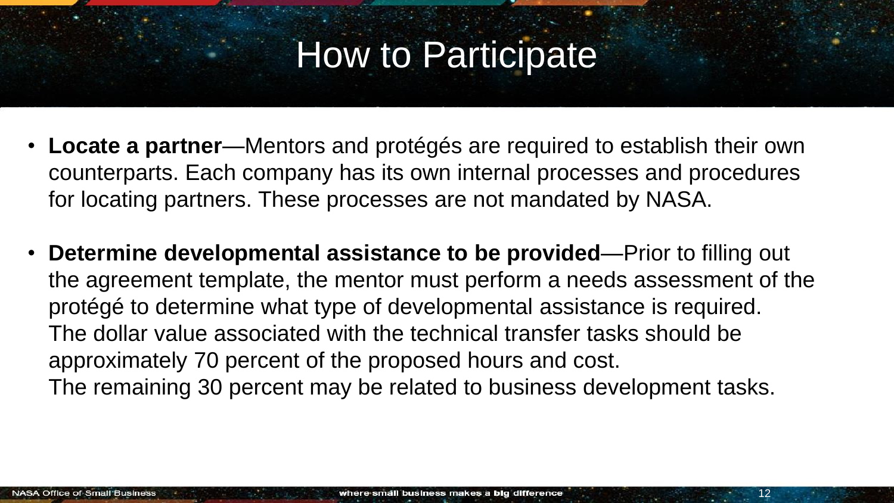# How to Participate

- **Locate a partner**—Mentors and protégés are required to establish their own counterparts. Each company has its own internal processes and procedures for locating partners. These processes are not mandated by NASA.

- **Determine developmental assistance to be provided**—Prior to filling out the agreement template, the mentor must perform a needs assessment of the protégé to determine what type of developmental assistance is required. The dollar value associated with the technical transfer tasks should be approximately 70 percent of the proposed hours and cost. The remaining 30 percent may be related to business development tasks.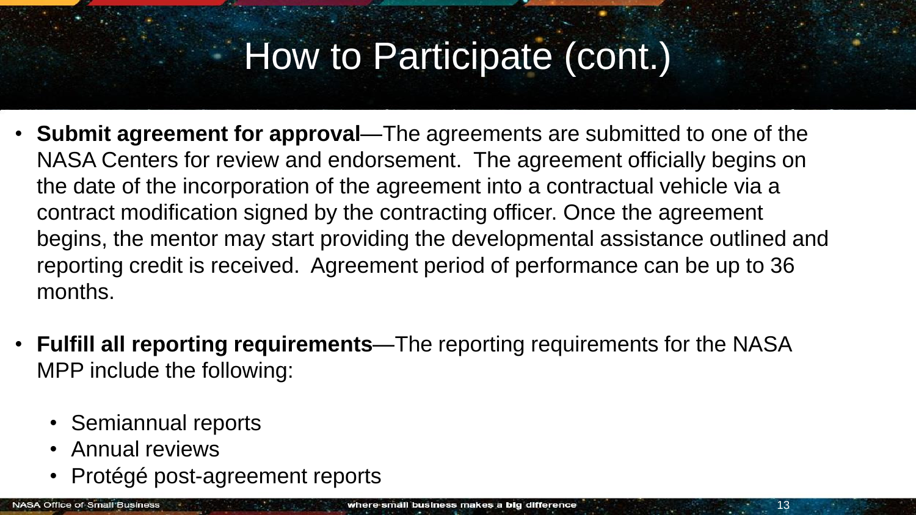# How to Participate (cont.)

- **Submit agreement for approval**—The agreements are submitted to one of the NASA Centers for review and endorsement. The agreement officially begins on the date of the incorporation of the agreement into a contractual vehicle via a contract modification signed by the contracting officer. Once the agreement begins, the mentor may start providing the developmental assistance outlined and reporting credit is received. Agreement period of performance can be up to 36 months.

- **Fulfill all reporting requirements**—The reporting requirements for the NASA MPP include the following:
  - Semiannual reports
  - Annual reviews
  - Protégé post-agreement reports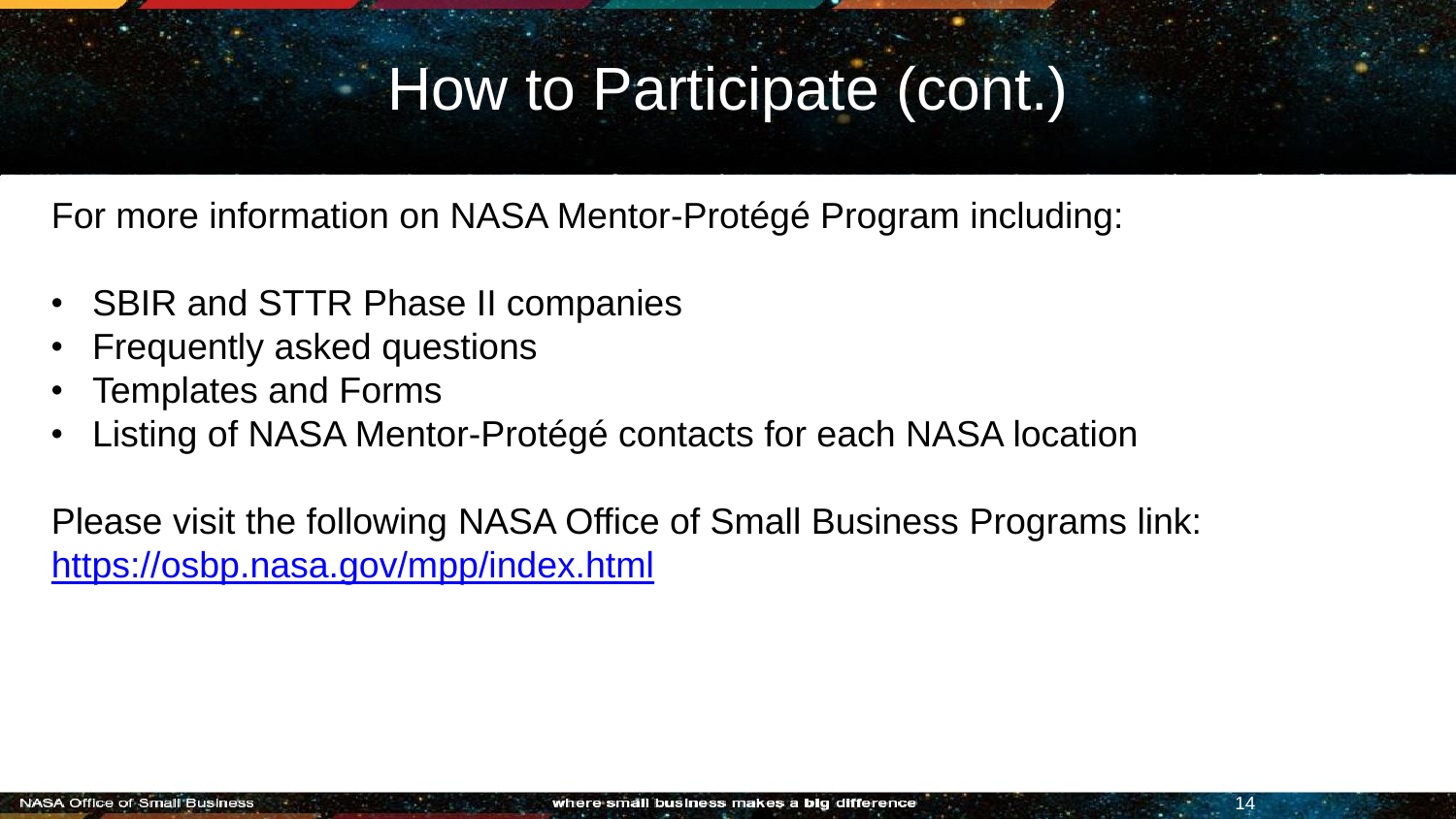# How to Participate (cont.)

For more information on NASA Mentor-Protégé Program including:

- SBIR and STTR Phase II companies
- Frequently asked questions
- Templates and Forms
- Listing of NASA Mentor-Protégé contacts for each NASA location

Please visit the following NASA Office of Small Business Programs link:
[https://osbp.nasa.gov/mpp/index.html](https://osbp.nasa.gov/mpp/index.html)